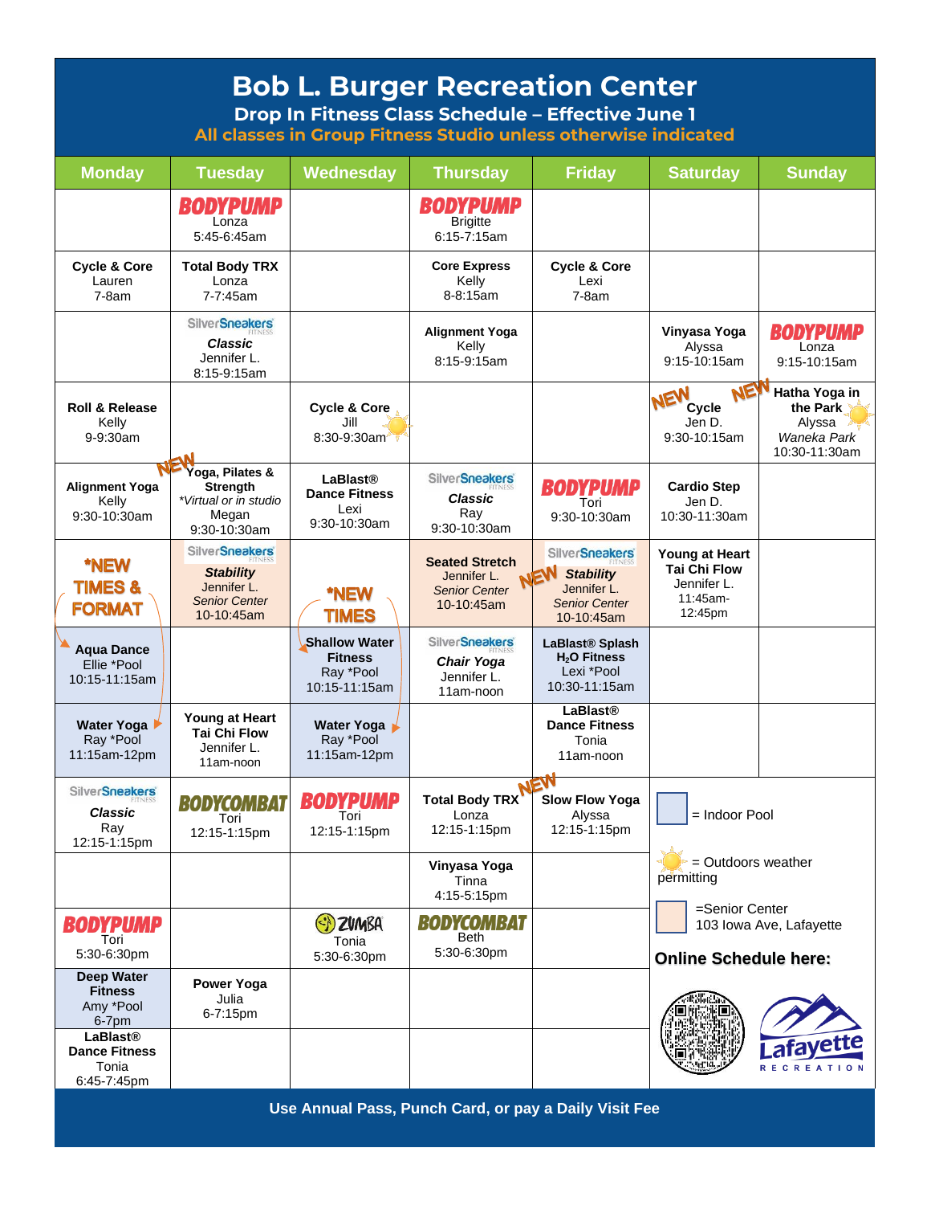# Bob L. Burger Recreation Center

## Drop In Fitness Class Schedule – Effective June 1

**All classes in Group Fitness Studio unless otherwise indicated**

| Monday | Tuesday | Wednesday | Thursday | Friday | Saturday | Sunday |
|---|---|---|---|---|---|---|
| | **BODYPUMP** Lonza 5:45-6:45am | | **BODYPUMP** Brigitte 6:15-7:15am | | | |
| **Cycle & Core** Lauren 7-8am | **Total Body TRX** Lonza 7-7:45am | | **Core Express** Kelly 8-8:15am | **Cycle & Core** Lexi 7-8am | | |
| | SilverSneakers *Classic* Jennifer L. 8:15-9:15am | | **Alignment Yoga** Kelly 8:15-9:15am | | **Vinyasa Yoga** Alyssa 9:15-10:15am | **BODYPUMP** Lonza 9:15-10:15am |
| **Roll & Release** Kelly 9-9:30am | | **Cycle & Core** Jill 8:30-9:30am (Outdoors weather permitting) | | | NEW **Cycle** Jen D. 9:30-10:15am | NEW **Hatha Yoga in the Park** Alyssa *Waneka Park* 10:30-11:30am (Outdoors weather permitting) |
| **Alignment Yoga** Kelly 9:30-10:30am | NEW **Yoga, Pilates & Strength** *\*Virtual or in studio* Megan 9:30-10:30am | **LaBlast® Dance Fitness** Lexi 9:30-10:30am | SilverSneakers *Classic* Ray 9:30-10:30am | **BODYPUMP** Tori 9:30-10:30am | **Cardio Step** Jen D. 10:30-11:30am | |
| *NEW TIMES & FORMAT | SilverSneakers *Stability* Jennifer L. *Senior Center* 10-10:45am | *NEW TIMES | **Seated Stretch** Jennifer L. *Senior Center* 10-10:45am | NEW SilverSneakers *Stability* Jennifer L. *Senior Center* 10-10:45am | **Young at Heart Tai Chi Flow** Jennifer L. 11:45am-12:45pm | |
| **Aqua Dance** Ellie *Pool 10:15-11:15am | | **Shallow Water Fitness** Ray *Pool 10:15-11:15am | SilverSneakers *Chair Yoga* Jennifer L. 11am-noon | **LaBlast® Splash $H_2O$ Fitness** Lexi *Pool 10:30-11:15am | | |
| **Water Yoga** Ray *Pool 11:15am-12pm | **Young at Heart Tai Chi Flow** Jennifer L. 11am-noon | **Water Yoga** Ray *Pool 11:15am-12pm | | **LaBlast® Dance Fitness** Tonia 11am-noon | | |
| SilverSneakers *Classic* Ray 12:15-1:15pm | **BODYCOMBAT** Tori 12:15-1:15pm | **BODYPUMP** Tori 12:15-1:15pm | **Total Body TRX** Lonza 12:15-1:15pm | NEW **Slow Flow Yoga** Alyssa 12:15-1:15pm | | |
| | | | **Vinyasa Yoga** Tinna 4:15-5:15pm | | | |
| **BODYPUMP** Tori 5:30-6:30pm | | **ZUMBA** Tonia 5:30-6:30pm | **BODYCOMBAT** Beth 5:30-6:30pm | | | |
| **Deep Water Fitness** Amy *Pool 6-7pm | **Power Yoga** Julia 6-7:15pm | | | | | |
| **LaBlast® Dance Fitness** Tonia 6:45-7:45pm | | | | | | |

Legend:
- (blue) = Indoor Pool
- (sun) = Outdoors weather permitting
- (peach) = Senior Center, 103 Iowa Ave, Lafayette

**Online Schedule here:**

Lafayette RECREATION

Use Annual Pass, Punch Card, or pay a Daily Visit Fee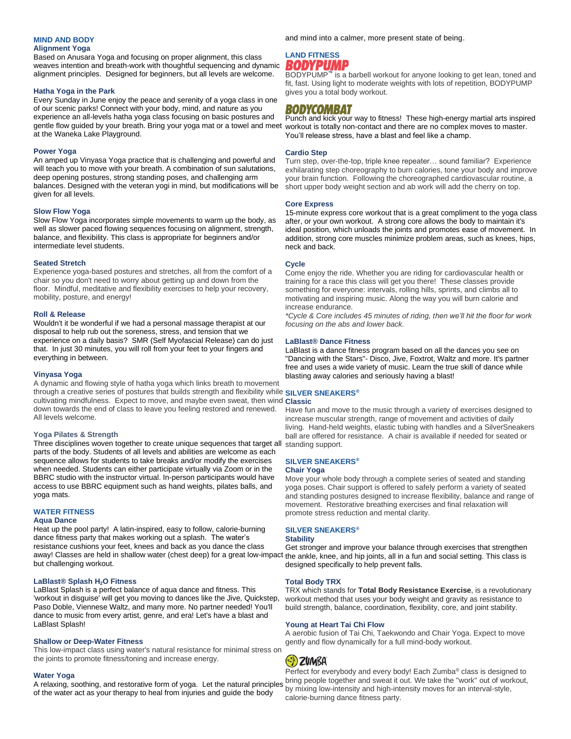## MIND AND BODY

### Alignment Yoga

Based on Anusara Yoga and focusing on proper alignment, this class weaves intention and breath-work with thoughtful sequencing and dynamic alignment principles. Designed for beginners, but all levels are welcome.

### Hatha Yoga in the Park

Every Sunday in June enjoy the peace and serenity of a yoga class in one of our scenic parks! Connect with your body, mind, and nature as you experience an all-levels hatha yoga class focusing on basic postures and gentle flow guided by your breath. Bring your yoga mat or a towel and meet at the Waneka Lake Playground.

### Power Yoga

An amped up Vinyasa Yoga practice that is challenging and powerful and will teach you to move with your breath. A combination of sun salutations, deep opening postures, strong standing poses, and challenging arm balances. Designed with the veteran yogi in mind, but modifications will be given for all levels.

### Slow Flow Yoga

Slow Flow Yoga incorporates simple movements to warm up the body, as well as slower paced flowing sequences focusing on alignment, strength, balance, and flexibility. This class is appropriate for beginners and/or intermediate level students.

### Seated Stretch

Experience yoga-based postures and stretches, all from the comfort of a chair so you don't need to worry about getting up and down from the floor. Mindful, meditative and flexibility exercises to help your recovery, mobility, posture, and energy!

### Roll & Release

Wouldn't it be wonderful if we had a personal massage therapist at our disposal to help rub out the soreness, stress, and tension that we experience on a daily basis? SMR (Self Myofascial Release) can do just that. In just 30 minutes, you will roll from your feet to your fingers and everything in between.

### Vinyasa Yoga

A dynamic and flowing style of hatha yoga which links breath to movement through a creative series of postures that builds strength and flexibility while cultivating mindfulness. Expect to move, and maybe even sweat, then wind down towards the end of class to leave you feeling restored and renewed. All levels welcome.

### Yoga Pilates & Strength

Three disciplines woven together to create unique sequences that target all parts of the body. Students of all levels and abilities are welcome as each sequence allows for students to take breaks and/or modify the exercises when needed. Students can either participate virtually via Zoom or in the BBRC studio with the instructor virtual. In-person participants would have access to use BBRC equipment such as hand weights, pilates balls, and yoga mats.

## WATER FITNESS

### Aqua Dance

Heat up the pool party! A latin-inspired, easy to follow, calorie-burning dance fitness party that makes working out a splash. The water's resistance cushions your feet, knees and back as you dance the class away! Classes are held in shallow water (chest deep) for a great low-impact but challenging workout.

### LaBlast® Splash $H_2O$ Fitness

LaBlast Splash is a perfect balance of aqua dance and fitness. This 'workout in disguise' will get you moving to dances like the Jive, Quickstep, Paso Doble, Viennese Waltz, and many more. No partner needed! You'll dance to music from every artist, genre, and era! Let's have a blast and LaBlast Splash!

### Shallow or Deep-Water Fitness

This low-impact class using water's natural resistance for minimal stress on the joints to promote fitness/toning and increase energy.

### Water Yoga

A relaxing, soothing, and restorative form of yoga. Let the natural principles of the water act as your therapy to heal from injuries and guide the body and mind into a calmer, more present state of being.

## LAND FITNESS

### BODYPUMP

BODYPUMP™ is a barbell workout for anyone looking to get lean, toned and fit, fast. Using light to moderate weights with lots of repetition, BODYPUMP gives you a total body workout.

### BODYCOMBAT

Punch and kick your way to fitness! These high-energy martial arts inspired workout is totally non-contact and there are no complex moves to master. You'll release stress, have a blast and feel like a champ.

### Cardio Step

Turn step, over-the-top, triple knee repeater… sound familiar? Experience exhilarating step choreography to burn calories, tone your body and improve your brain function. Following the choreographed cardiovascular routine, a short upper body weight section and ab work will add the cherry on top.

### Core Express

15-minute express core workout that is a great compliment to the yoga class after, or your own workout. A strong core allows the body to maintain it's ideal position, which unloads the joints and promotes ease of movement. In addition, strong core muscles minimize problem areas, such as knees, hips, neck and back.

### Cycle

Come enjoy the ride. Whether you are riding for cardiovascular health or training for a race this class will get you there! These classes provide something for everyone: intervals, rolling hills, sprints, and climbs all to motivating and inspiring music. Along the way you will burn calorie and increase endurance.

*\*Cycle & Core includes 45 minutes of riding, then we'll hit the floor for work focusing on the abs and lower back.*

### LaBlast® Dance Fitness

LaBlast is a dance fitness program based on all the dances you see on "Dancing with the Stars"- Disco, Jive, Foxtrot, Waltz and more. It's partner free and uses a wide variety of music. Learn the true skill of dance while blasting away calories and seriously having a blast!

### SILVER SNEAKERS® Classic

Have fun and move to the music through a variety of exercises designed to increase muscular strength, range of movement and activities of daily living. Hand-held weights, elastic tubing with handles and a SilverSneakers ball are offered for resistance. A chair is available if needed for seated or standing support.

### SILVER SNEAKERS® Chair Yoga

Move your whole body through a complete series of seated and standing yoga poses. Chair support is offered to safely perform a variety of seated and standing postures designed to increase flexibility, balance and range of movement. Restorative breathing exercises and final relaxation will promote stress reduction and mental clarity.

### SILVER SNEAKERS® Stability

Get stronger and improve your balance through exercises that strengthen the ankle, knee, and hip joints, all in a fun and social setting. This class is designed specifically to help prevent falls.

### Total Body TRX

TRX which stands for **Total Body Resistance Exercise**, is a revolutionary workout method that uses your body weight and gravity as resistance to build strength, balance, coordination, flexibility, core, and joint stability.

### Young at Heart Tai Chi Flow

A aerobic fusion of Tai Chi, Taekwondo and Chair Yoga. Expect to move gently and flow dynamically for a full mind-body workout.

### ZUMBA

Perfect for everybody and every body! Each Zumba® class is designed to bring people together and sweat it out. We take the "work" out of workout, by mixing low-intensity and high-intensity moves for an interval-style, calorie-burning dance fitness party.